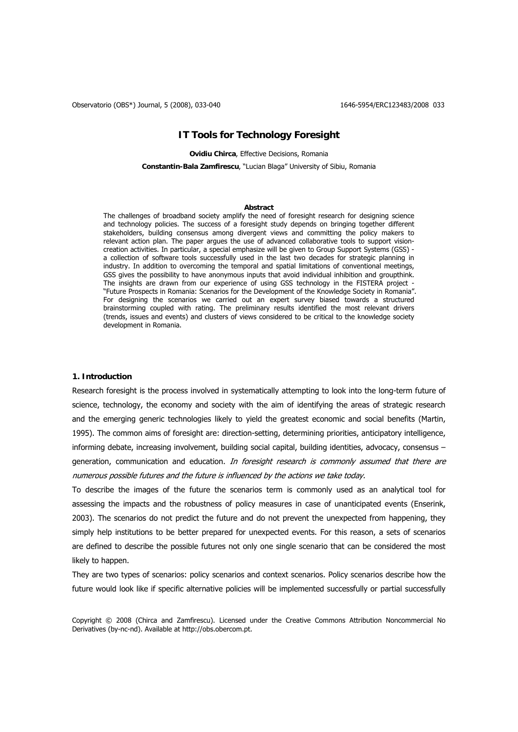# IT Tools for Technology Foresight

**Ovidiu Chirca**, Effective Decisions, Romania

**Constantin-Bala Zamfirescu**, "Lucian Blaga" University of Sibiu, Romania

**Abstract**

The challenges of broadband society amplify the need of foresight research for designing science and technology policies. The success of a foresight study depends on bringing together different stakeholders, building consensus among divergent views and committing the policy makers to relevant action plan. The paper argues the use of advanced collaborative tools to support vision-creation activities. In particular, a special emphasize will be given to Group Support Systems (GSS) - a collection of software tools successfully used in the last two decades for strategic planning in industry. In addition to overcoming the temporal and spatial limitations of conventional meetings, GSS gives the possibility to have anonymous inputs that avoid individual inhibition and groupthink. The insights are drawn from our experience of using GSS technology in the FISTERA project - "Future Prospects in Romania: Scenarios for the Development of the Knowledge Society in Romania". For designing the scenarios we carried out an expert survey biased towards a structured brainstorming coupled with rating. The preliminary results identified the most relevant drivers (trends, issues and events) and clusters of views considered to be critical to the knowledge society development in Romania.

## 1. Introduction

Research foresight is the process involved in systematically attempting to look into the long-term future of science, technology, the economy and society with the aim of identifying the areas of strategic research and the emerging generic technologies likely to yield the greatest economic and social benefits (Martin, 1995). The common aims of foresight are: direction-setting, determining priorities, anticipatory intelligence, informing debate, increasing involvement, building social capital, building identities, advocacy, consensus – generation, communication and education. *In foresight research is commonly assumed that there are numerous possible futures and the future is influenced by the actions we take today.*

To describe the images of the future the scenarios term is commonly used as an analytical tool for assessing the impacts and the robustness of policy measures in case of unanticipated events (Enserink, 2003). The scenarios do not predict the future and do not prevent the unexpected from happening, they simply help institutions to be better prepared for unexpected events. For this reason, a sets of scenarios are defined to describe the possible futures not only one single scenario that can be considered the most likely to happen.

They are two types of scenarios: policy scenarios and context scenarios. Policy scenarios describe how the future would look like if specific alternative policies will be implemented successfully or partial successfully

Copyright © 2008 (Chirca and Zamfirescu). Licensed under the Creative Commons Attribution Noncommercial No Derivatives (by-nc-nd). Available at http://obs.obercom.pt.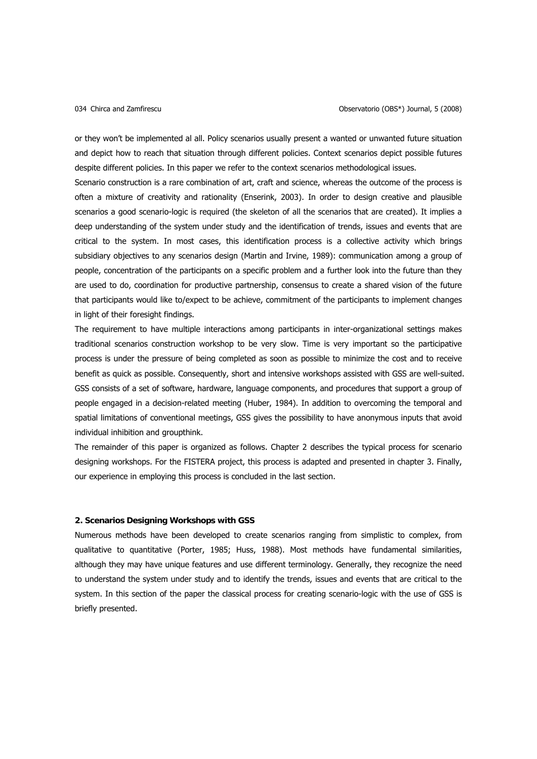or they won't be implemented al all. Policy scenarios usually present a wanted or unwanted future situation and depict how to reach that situation through different policies. Context scenarios depict possible futures despite different policies. In this paper we refer to the context scenarios methodological issues.

Scenario construction is a rare combination of art, craft and science, whereas the outcome of the process is often a mixture of creativity and rationality (Enserink, 2003). In order to design creative and plausible scenarios a good scenario-logic is required (the skeleton of all the scenarios that are created). It implies a deep understanding of the system under study and the identification of trends, issues and events that are critical to the system. In most cases, this identification process is a collective activity which brings subsidiary objectives to any scenarios design (Martin and Irvine, 1989): communication among a group of people, concentration of the participants on a specific problem and a further look into the future than they are used to do, coordination for productive partnership, consensus to create a shared vision of the future that participants would like to/expect to be achieve, commitment of the participants to implement changes in light of their foresight findings.

The requirement to have multiple interactions among participants in inter-organizational settings makes traditional scenarios construction workshop to be very slow. Time is very important so the participative process is under the pressure of being completed as soon as possible to minimize the cost and to receive benefit as quick as possible. Consequently, short and intensive workshops assisted with GSS are well-suited. GSS consists of a set of software, hardware, language components, and procedures that support a group of people engaged in a decision-related meeting (Huber, 1984). In addition to overcoming the temporal and spatial limitations of conventional meetings, GSS gives the possibility to have anonymous inputs that avoid individual inhibition and groupthink.

The remainder of this paper is organized as follows. Chapter 2 describes the typical process for scenario designing workshops. For the FISTERA project, this process is adapted and presented in chapter 3. Finally, our experience in employing this process is concluded in the last section.

## 2. Scenarios Designing Workshops with GSS

Numerous methods have been developed to create scenarios ranging from simplistic to complex, from qualitative to quantitative (Porter, 1985; Huss, 1988). Most methods have fundamental similarities, although they may have unique features and use different terminology. Generally, they recognize the need to understand the system under study and to identify the trends, issues and events that are critical to the system. In this section of the paper the classical process for creating scenario-logic with the use of GSS is briefly presented.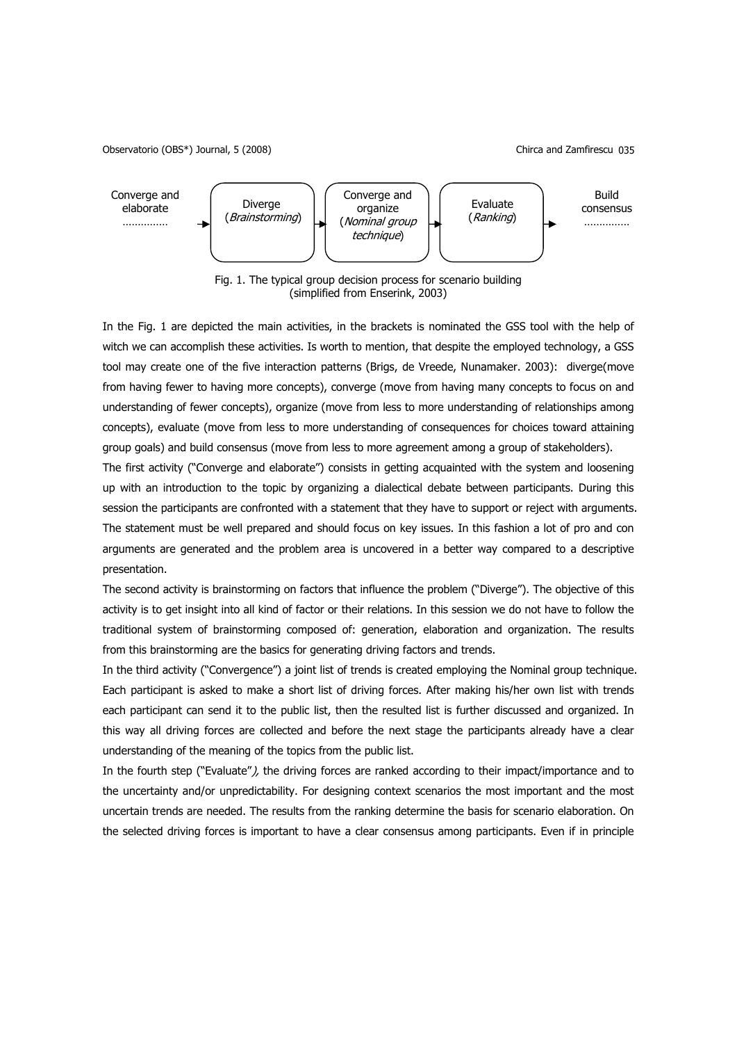Converge and elaborate …………… → Diverge (*Brainstorming*) → Converge and organize (*Nominal group technique*) → Evaluate (*Ranking*) → Build consensus ……………

Fig. 1. The typical group decision process for scenario building (simplified from Enserink, 2003)

In the Fig. 1 are depicted the main activities, in the brackets is nominated the GSS tool with the help of witch we can accomplish these activities. Is worth to mention, that despite the employed technology, a GSS tool may create one of the five interaction patterns (Brigs, de Vreede, Nunamaker. 2003): diverge(move from having fewer to having more concepts), converge (move from having many concepts to focus on and understanding of fewer concepts), organize (move from less to more understanding of relationships among concepts), evaluate (move from less to more understanding of consequences for choices toward attaining group goals) and build consensus (move from less to more agreement among a group of stakeholders).

The first activity ("Converge and elaborate") consists in getting acquainted with the system and loosening up with an introduction to the topic by organizing a dialectical debate between participants. During this session the participants are confronted with a statement that they have to support or reject with arguments. The statement must be well prepared and should focus on key issues. In this fashion a lot of pro and con arguments are generated and the problem area is uncovered in a better way compared to a descriptive presentation.

The second activity is brainstorming on factors that influence the problem ("Diverge"). The objective of this activity is to get insight into all kind of factor or their relations. In this session we do not have to follow the traditional system of brainstorming composed of: generation, elaboration and organization. The results from this brainstorming are the basics for generating driving factors and trends.

In the third activity ("Convergence") a joint list of trends is created employing the Nominal group technique. Each participant is asked to make a short list of driving forces. After making his/her own list with trends each participant can send it to the public list, then the resulted list is further discussed and organized. In this way all driving forces are collected and before the next stage the participants already have a clear understanding of the meaning of the topics from the public list.

In the fourth step ("Evaluate"*),* the driving forces are ranked according to their impact/importance and to the uncertainty and/or unpredictability. For designing context scenarios the most important and the most uncertain trends are needed. The results from the ranking determine the basis for scenario elaboration. On the selected driving forces is important to have a clear consensus among participants. Even if in principle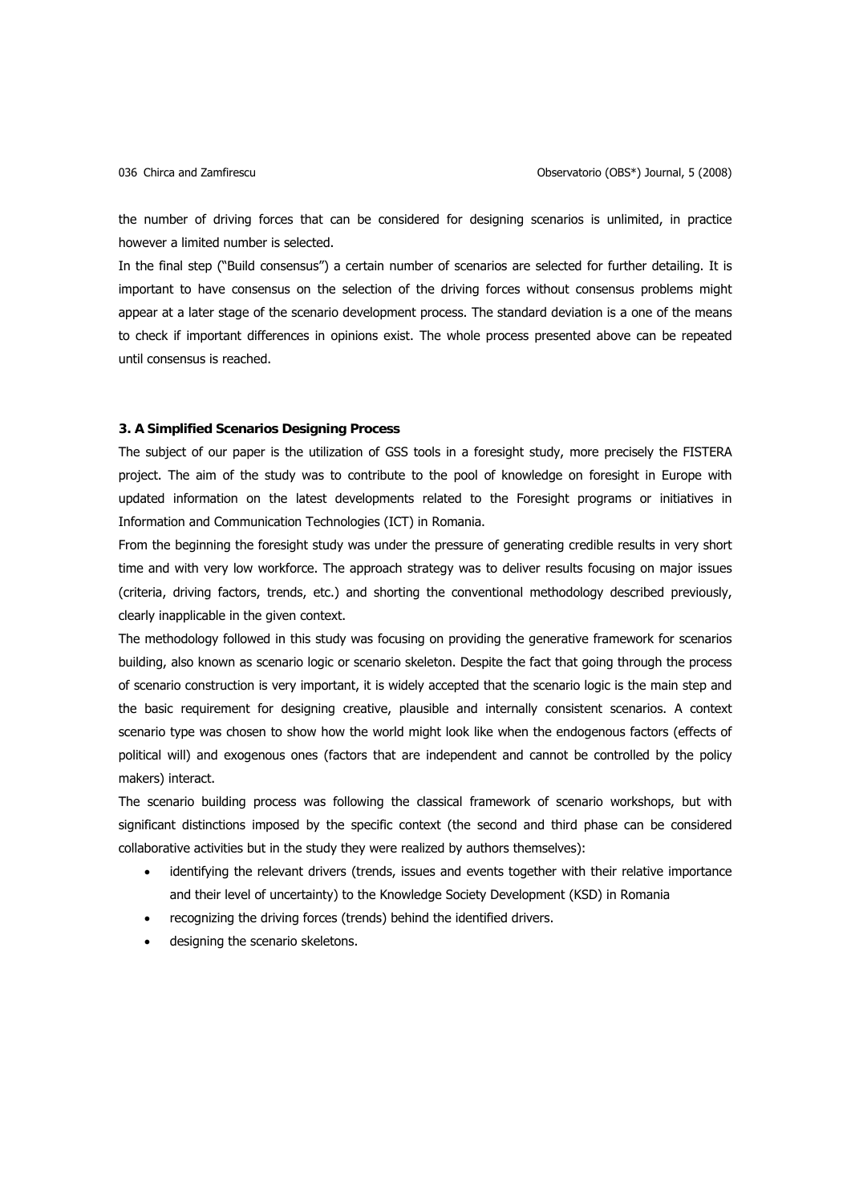the number of driving forces that can be considered for designing scenarios is unlimited, in practice however a limited number is selected.

In the final step ("Build consensus") a certain number of scenarios are selected for further detailing. It is important to have consensus on the selection of the driving forces without consensus problems might appear at a later stage of the scenario development process. The standard deviation is a one of the means to check if important differences in opinions exist. The whole process presented above can be repeated until consensus is reached.

### 3. A Simplified Scenarios Designing Process

The subject of our paper is the utilization of GSS tools in a foresight study, more precisely the FISTERA project. The aim of the study was to contribute to the pool of knowledge on foresight in Europe with updated information on the latest developments related to the Foresight programs or initiatives in Information and Communication Technologies (ICT) in Romania.

From the beginning the foresight study was under the pressure of generating credible results in very short time and with very low workforce. The approach strategy was to deliver results focusing on major issues (criteria, driving factors, trends, etc.) and shorting the conventional methodology described previously, clearly inapplicable in the given context.

The methodology followed in this study was focusing on providing the generative framework for scenarios building, also known as scenario logic or scenario skeleton. Despite the fact that going through the process of scenario construction is very important, it is widely accepted that the scenario logic is the main step and the basic requirement for designing creative, plausible and internally consistent scenarios. A context scenario type was chosen to show how the world might look like when the endogenous factors (effects of political will) and exogenous ones (factors that are independent and cannot be controlled by the policy makers) interact.

The scenario building process was following the classical framework of scenario workshops, but with significant distinctions imposed by the specific context (the second and third phase can be considered collaborative activities but in the study they were realized by authors themselves):

- identifying the relevant drivers (trends, issues and events together with their relative importance and their level of uncertainty) to the Knowledge Society Development (KSD) in Romania
- recognizing the driving forces (trends) behind the identified drivers.
- designing the scenario skeletons.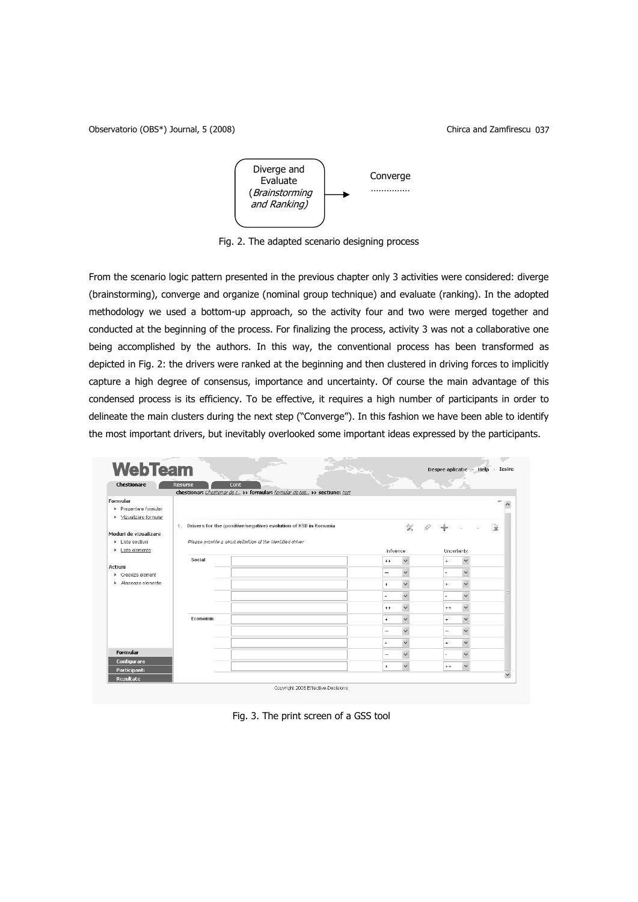Diverge and Evaluate (*Brainstorming and Ranking*) → Converge ……………

Fig. 2. The adapted scenario designing process

From the scenario logic pattern presented in the previous chapter only 3 activities were considered: diverge (brainstorming), converge and organize (nominal group technique) and evaluate (ranking). In the adopted methodology we used a bottom-up approach, so the activity four and two were merged together and conducted at the beginning of the process. For finalizing the process, activity 3 was not a collaborative one being accomplished by the authors. In this way, the conventional process has been transformed as depicted in Fig. 2: the drivers were ranked at the beginning and then clustered in driving forces to implicitly capture a high degree of consensus, importance and uncertainty. Of course the main advantage of this condensed process is its efficiency. To be effective, it requires a high number of participants in order to delineate the main clusters during the next step ("Converge"). In this fashion we have been able to identify the most important drivers, but inevitably overlooked some important ideas expressed by the participants.

Fig. 3. The print screen of a GSS tool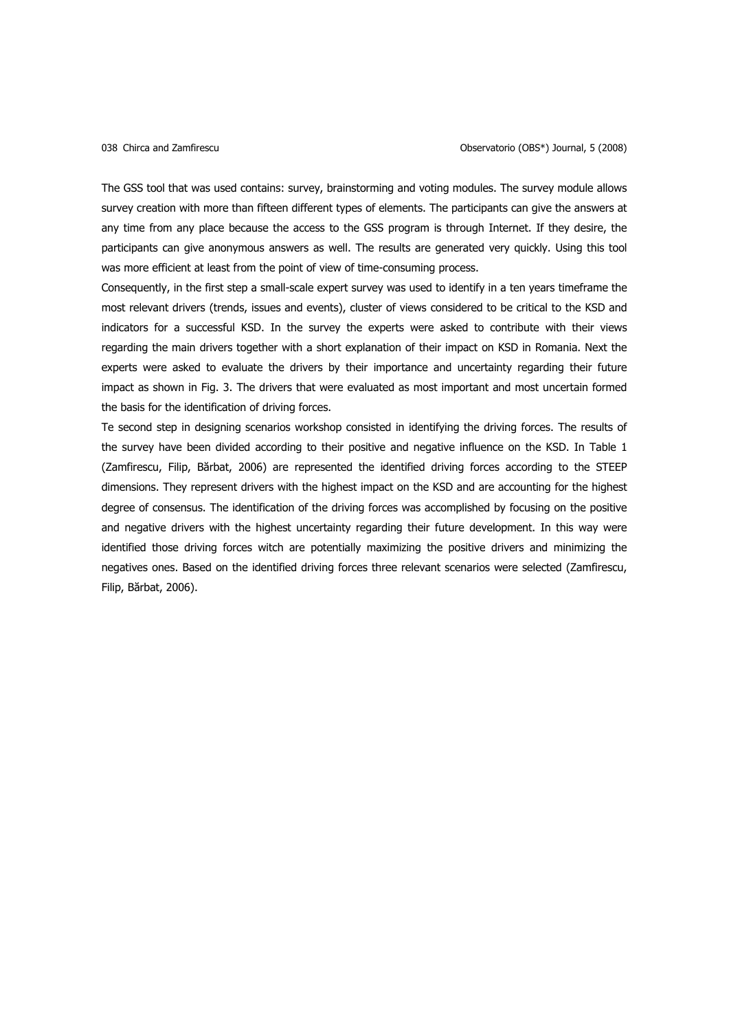The GSS tool that was used contains: survey, brainstorming and voting modules. The survey module allows survey creation with more than fifteen different types of elements. The participants can give the answers at any time from any place because the access to the GSS program is through Internet. If they desire, the participants can give anonymous answers as well. The results are generated very quickly. Using this tool was more efficient at least from the point of view of time-consuming process.

Consequently, in the first step a small-scale expert survey was used to identify in a ten years timeframe the most relevant drivers (trends, issues and events), cluster of views considered to be critical to the KSD and indicators for a successful KSD. In the survey the experts were asked to contribute with their views regarding the main drivers together with a short explanation of their impact on KSD in Romania. Next the experts were asked to evaluate the drivers by their importance and uncertainty regarding their future impact as shown in Fig. 3. The drivers that were evaluated as most important and most uncertain formed the basis for the identification of driving forces.

Te second step in designing scenarios workshop consisted in identifying the driving forces. The results of the survey have been divided according to their positive and negative influence on the KSD. In Table 1 (Zamfirescu, Filip, Bărbat, 2006) are represented the identified driving forces according to the STEEP dimensions. They represent drivers with the highest impact on the KSD and are accounting for the highest degree of consensus. The identification of the driving forces was accomplished by focusing on the positive and negative drivers with the highest uncertainty regarding their future development. In this way were identified those driving forces witch are potentially maximizing the positive drivers and minimizing the negatives ones. Based on the identified driving forces three relevant scenarios were selected (Zamfirescu, Filip, Bărbat, 2006).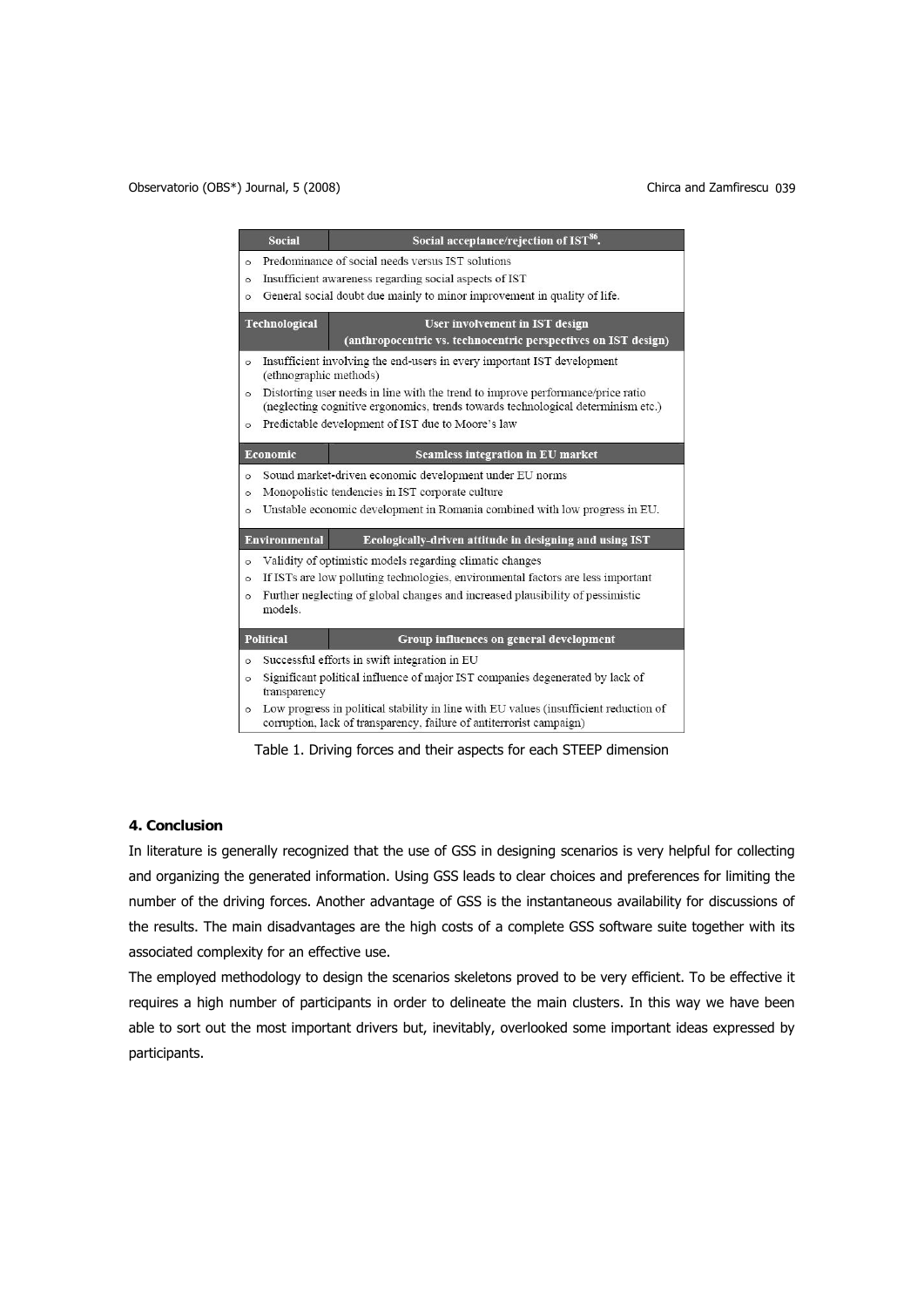| Social | Social acceptance/rejection of IST[86]. |
|---|---|
| o Predominance of social needs versus IST solutions<br>o Insufficient awareness regarding social aspects of IST<br>o General social doubt due mainly to minor improvement in quality of life. | |
| **Technological** | **User involvement in IST design (anthropocentric vs. technocentric perspectives on IST design)** |
| o Insufficient involving the end-users in every important IST development (ethnographic methods)<br>o Distorting user needs in line with the trend to improve performance/price ratio (neglecting cognitive ergonomics, trends towards technological determinism etc.)<br>o Predictable development of IST due to Moore's law | |
| **Economic** | **Seamless integration in EU market** |
| o Sound market-driven economic development under EU norms<br>o Monopolistic tendencies in IST corporate culture<br>o Unstable economic development in Romania combined with low progress in EU. | |
| **Environmental** | **Ecologically-driven attitude in designing and using IST** |
| o Validity of optimistic models regarding climatic changes<br>o If ISTs are low polluting technologies, environmental factors are less important<br>o Further neglecting of global changes and increased plausibility of pessimistic models. | |
| **Political** | **Group influences on general development** |
| o Successful efforts in swift integration in EU<br>o Significant political influence of major IST companies degenerated by lack of transparency<br>o Low progress in political stability in line with EU values (insufficient reduction of corruption, lack of transparency, failure of antiterrorist campaign) | |

Table 1. Driving forces and their aspects for each STEEP dimension

## 4. Conclusion

In literature is generally recognized that the use of GSS in designing scenarios is very helpful for collecting and organizing the generated information. Using GSS leads to clear choices and preferences for limiting the number of the driving forces. Another advantage of GSS is the instantaneous availability for discussions of the results. The main disadvantages are the high costs of a complete GSS software suite together with its associated complexity for an effective use.

The employed methodology to design the scenarios skeletons proved to be very efficient. To be effective it requires a high number of participants in order to delineate the main clusters. In this way we have been able to sort out the most important drivers but, inevitably, overlooked some important ideas expressed by participants.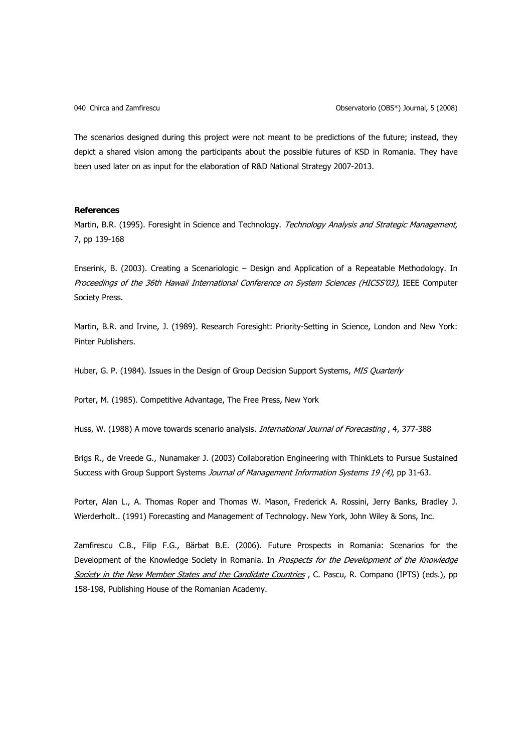The scenarios designed during this project were not meant to be predictions of the future; instead, they depict a shared vision among the participants about the possible futures of KSD in Romania. They have been used later on as input for the elaboration of R&D National Strategy 2007-2013.

**References**

Martin, B.R. (1995). Foresight in Science and Technology. *Technology Analysis and Strategic Management*, 7, pp 139-168

Enserink, B. (2003). Creating a Scenariologic – Design and Application of a Repeatable Methodology. In *Proceedings of the 36th Hawaii International Conference on System Sciences (HICSS'03)*, IEEE Computer Society Press.

Martin, B.R. and Irvine, J. (1989). Research Foresight: Priority-Setting in Science, London and New York: Pinter Publishers.

Huber, G. P. (1984). Issues in the Design of Group Decision Support Systems, *MIS Quarterly*

Porter, M. (1985). Competitive Advantage, The Free Press, New York

Huss, W. (1988) A move towards scenario analysis. *International Journal of Forecasting* , 4, 377-388

Brigs R., de Vreede G., Nunamaker J. (2003) Collaboration Engineering with ThinkLets to Pursue Sustained Success with Group Support Systems *Journal of Management Information Systems 19 (4)*, pp 31-63.

Porter, Alan L., A. Thomas Roper and Thomas W. Mason, Frederick A. Rossini, Jerry Banks, Bradley J. Wierderholt.. (1991) Forecasting and Management of Technology. New York, John Wiley & Sons, Inc.

Zamfirescu C.B., Filip F.G., Bărbat B.E. (2006). Future Prospects in Romania: Scenarios for the Development of the Knowledge Society in Romania. In *Prospects for the Development of the Knowledge Society in the New Member States and the Candidate Countries* , C. Pascu, R. Compano (IPTS) (eds.), pp 158-198, Publishing House of the Romanian Academy.